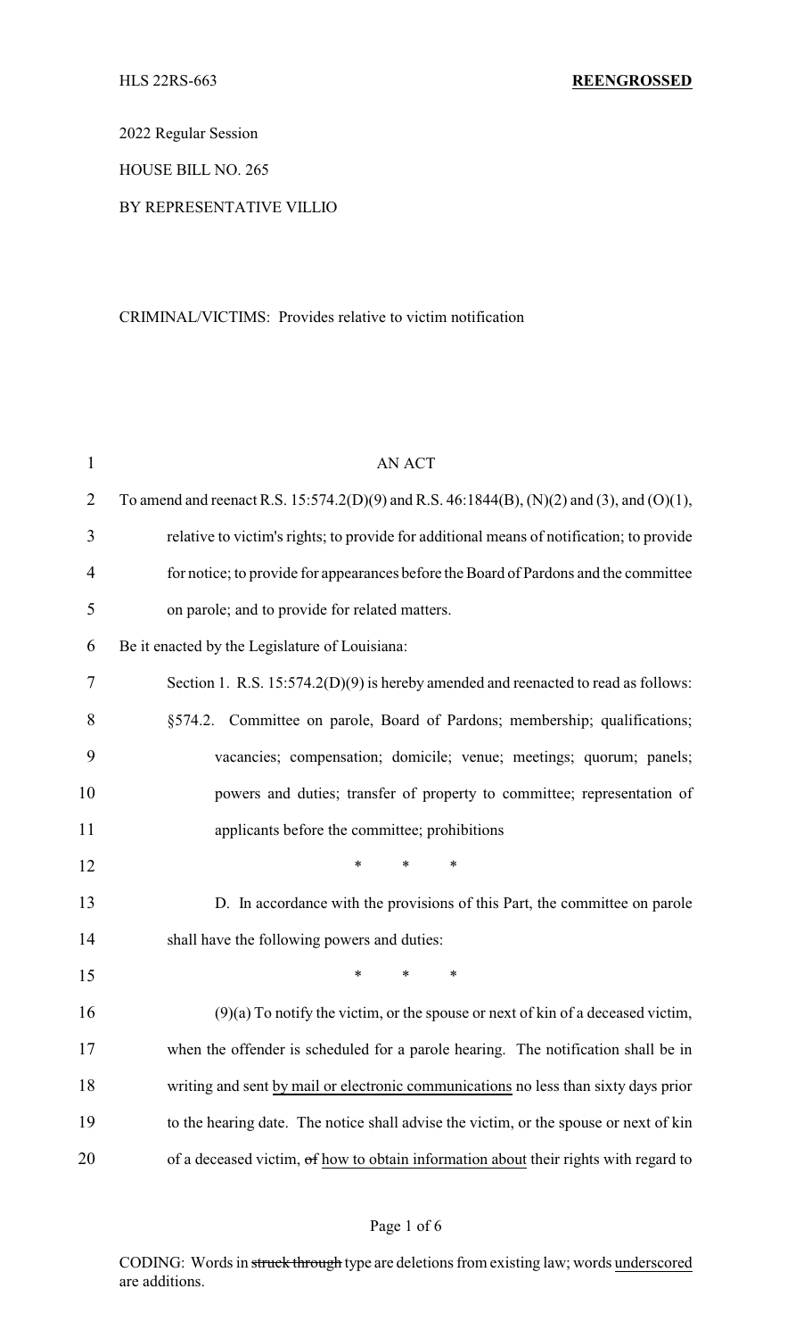HLS 22RS-663 **REENGROSSED**

2022 Regular Session

HOUSE BILL NO. 265

BY REPRESENTATIVE VILLIO

CRIMINAL/VICTIMS: Provides relative to victim notification

AN ACT

To amend and reenact R.S. 15:574.2(D)(9) and R.S. 46:1844(B), (N)(2) and (3), and (O)(1), relative to victim's rights; to provide for additional means of notification; to provide for notice; to provide for appearances before the Board of Pardons and the committee on parole; and to provide for related matters.

Be it enacted by the Legislature of Louisiana:

Section 1. R.S. 15:574.2(D)(9) is hereby amended and reenacted to read as follows:

§574.2. Committee on parole, Board of Pardons; membership; qualifications; vacancies; compensation; domicile; venue; meetings; quorum; panels; powers and duties; transfer of property to committee; representation of applicants before the committee; prohibitions

\* \* \*

D. In accordance with the provisions of this Part, the committee on parole shall have the following powers and duties:

\* \* \*

(9)(a) To notify the victim, or the spouse or next of kin of a deceased victim, when the offender is scheduled for a parole hearing. The notification shall be in writing and sent <u>by mail or electronic communications</u> no less than sixty days prior to the hearing date. The notice shall advise the victim, or the spouse or next of kin of a deceased victim, ~~of~~ <u>how to obtain information about</u> their rights with regard to

CODING: Words in ~~struck through~~ type are deletions from existing law; words <u>underscored</u> are additions.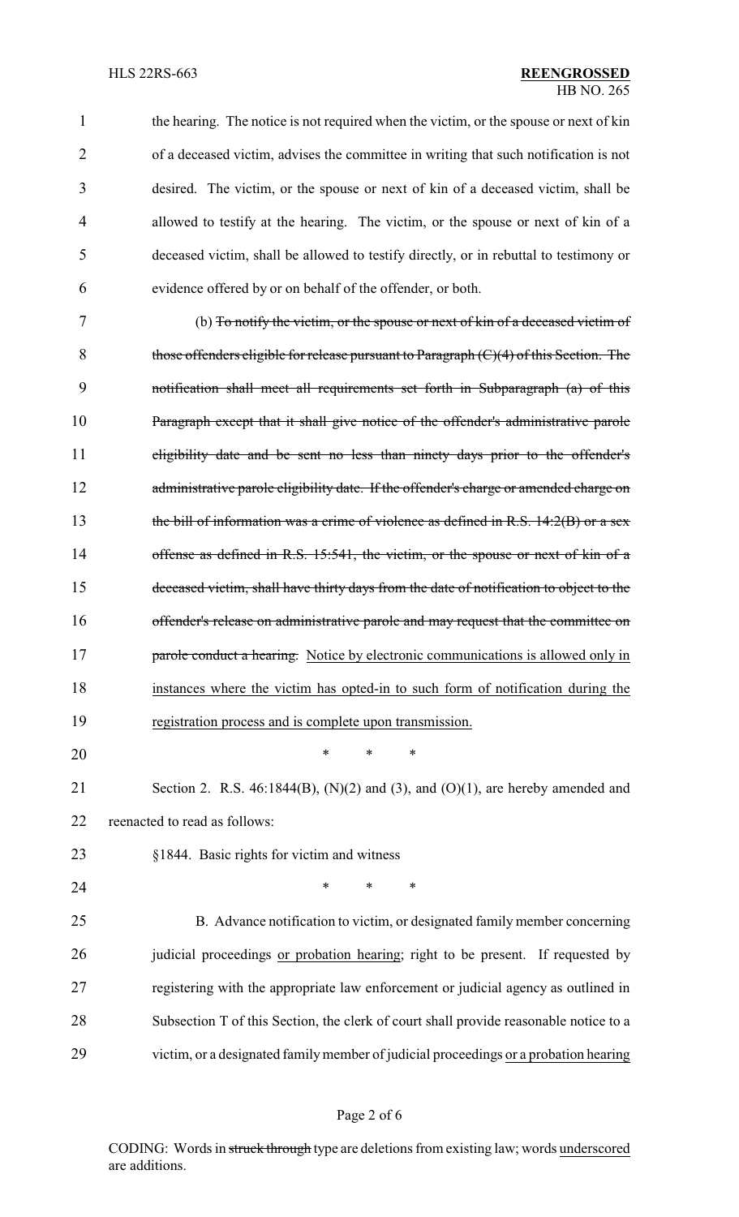the hearing. The notice is not required when the victim, or the spouse or next of kin of a deceased victim, advises the committee in writing that such notification is not desired. The victim, or the spouse or next of kin of a deceased victim, shall be allowed to testify at the hearing. The victim, or the spouse or next of kin of a deceased victim, shall be allowed to testify directly, or in rebuttal to testimony or evidence offered by or on behalf of the offender, or both.

(b) ~~To notify the victim, or the spouse or next of kin of a deceased victim of those offenders eligible for release pursuant to Paragraph (C)(4) of this Section. The notification shall meet all requirements set forth in Subparagraph (a) of this Paragraph except that it shall give notice of the offender's administrative parole eligibility date and be sent no less than ninety days prior to the offender's administrative parole eligibility date. If the offender's charge or amended charge on the bill of information was a crime of violence as defined in R.S. 14:2(B) or a sex offense as defined in R.S. 15:541, the victim, or the spouse or next of kin of a deceased victim, shall have thirty days from the date of notification to object to the offender's release on administrative parole and may request that the committee on parole conduct a hearing.~~ <u>Notice by electronic communications is allowed only in instances where the victim has opted-in to such form of notification during the registration process and is complete upon transmission.</u>

\* \* \*

Section 2. R.S. 46:1844(B), (N)(2) and (3), and (O)(1), are hereby amended and reenacted to read as follows:

§1844. Basic rights for victim and witness

\* \* \*

B. Advance notification to victim, or designated family member concerning judicial proceedings <u>or probation hearing</u>; right to be present. If requested by registering with the appropriate law enforcement or judicial agency as outlined in Subsection T of this Section, the clerk of court shall provide reasonable notice to a victim, or a designated family member of judicial proceedings <u>or a probation hearing</u>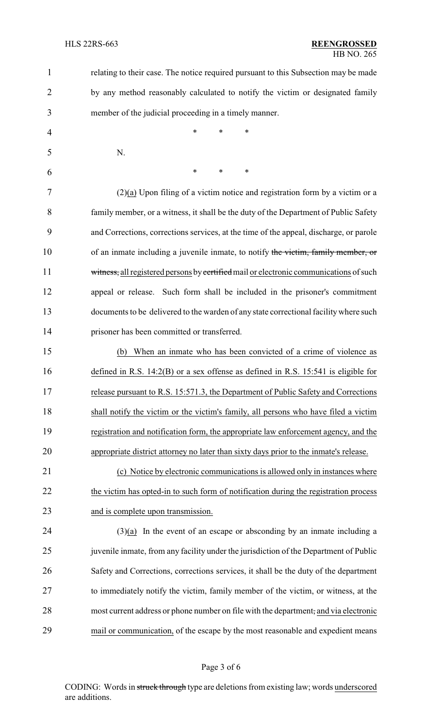relating to their case. The notice required pursuant to this Subsection may be made by any method reasonably calculated to notify the victim or designated family member of the judicial proceeding in a timely manner.

\* \* \*

N.

\* \* \*

(2)(a) Upon filing of a victim notice and registration form by a victim or a family member, or a witness, it shall be the duty of the Department of Public Safety and Corrections, corrections services, at the time of the appeal, discharge, or parole of an inmate including a juvenile inmate, to notify ~~the victim, family member, or witness,~~ all registered persons by ~~certified~~ mail or electronic communications of such appeal or release. Such form shall be included in the prisoner's commitment documents to be delivered to the warden of any state correctional facility where such prisoner has been committed or transferred.

(b) When an inmate who has been convicted of a crime of violence as defined in R.S. 14:2(B) or a sex offense as defined in R.S. 15:541 is eligible for release pursuant to R.S. 15:571.3, the Department of Public Safety and Corrections shall notify the victim or the victim's family, all persons who have filed a victim registration and notification form, the appropriate law enforcement agency, and the appropriate district attorney no later than sixty days prior to the inmate's release.

(c) Notice by electronic communications is allowed only in instances where the victim has opted-in to such form of notification during the registration process and is complete upon transmission.

(3)(a) In the event of an escape or absconding by an inmate including a juvenile inmate, from any facility under the jurisdiction of the Department of Public Safety and Corrections, corrections services, it shall be the duty of the department to immediately notify the victim, family member of the victim, or witness, at the most current address or phone number on file with the department~~,~~ and via electronic mail or communication, of the escape by the most reasonable and expedient means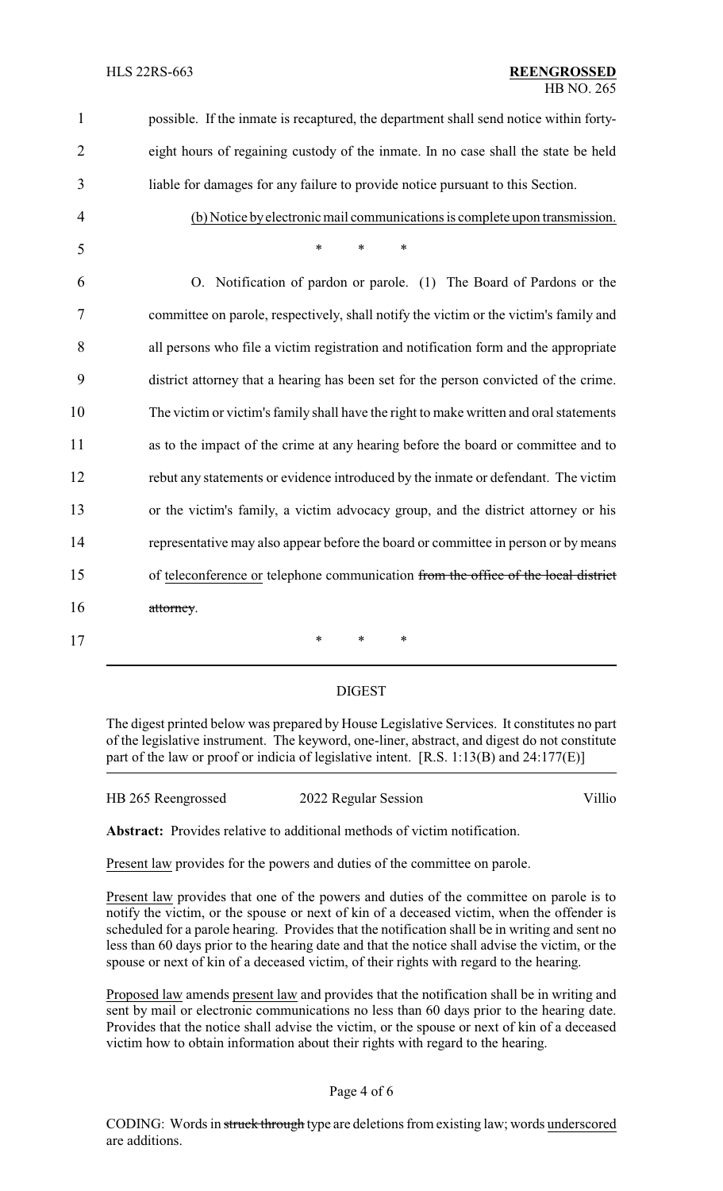possible. If the inmate is recaptured, the department shall send notice within forty-eight hours of regaining custody of the inmate. In no case shall the state be held liable for damages for any failure to provide notice pursuant to this Section.

<u>(b) Notice by electronic mail communications is complete upon transmission.</u>

\* \* \*

O. Notification of pardon or parole. (1) The Board of Pardons or the committee on parole, respectively, shall notify the victim or the victim's family and all persons who file a victim registration and notification form and the appropriate district attorney that a hearing has been set for the person convicted of the crime. The victim or victim's family shall have the right to make written and oral statements as to the impact of the crime at any hearing before the board or committee and to rebut any statements or evidence introduced by the inmate or defendant. The victim or the victim's family, a victim advocacy group, and the district attorney or his representative may also appear before the board or committee in person or by means of <u>teleconference or</u> telephone communication ~~from the office of the local district attorney~~.

\* \* \*

---

## DIGEST

The digest printed below was prepared by House Legislative Services. It constitutes no part of the legislative instrument. The keyword, one-liner, abstract, and digest do not constitute part of the law or proof or indicia of legislative intent. [R.S. 1:13(B) and 24:177(E)]

HB 265 Reengrossed — 2022 Regular Session — Villio

**Abstract:** Provides relative to additional methods of victim notification.

<u>Present law</u> provides for the powers and duties of the committee on parole.

<u>Present law</u> provides that one of the powers and duties of the committee on parole is to notify the victim, or the spouse or next of kin of a deceased victim, when the offender is scheduled for a parole hearing. Provides that the notification shall be in writing and sent no less than 60 days prior to the hearing date and that the notice shall advise the victim, or the spouse or next of kin of a deceased victim, of their rights with regard to the hearing.

<u>Proposed law</u> amends <u>present law</u> and provides that the notification shall be in writing and sent by mail or electronic communications no less than 60 days prior to the hearing date. Provides that the notice shall advise the victim, or the spouse or next of kin of a deceased victim how to obtain information about their rights with regard to the hearing.

CODING: Words in ~~struck through~~ type are deletions from existing law; words <u>underscored</u> are additions.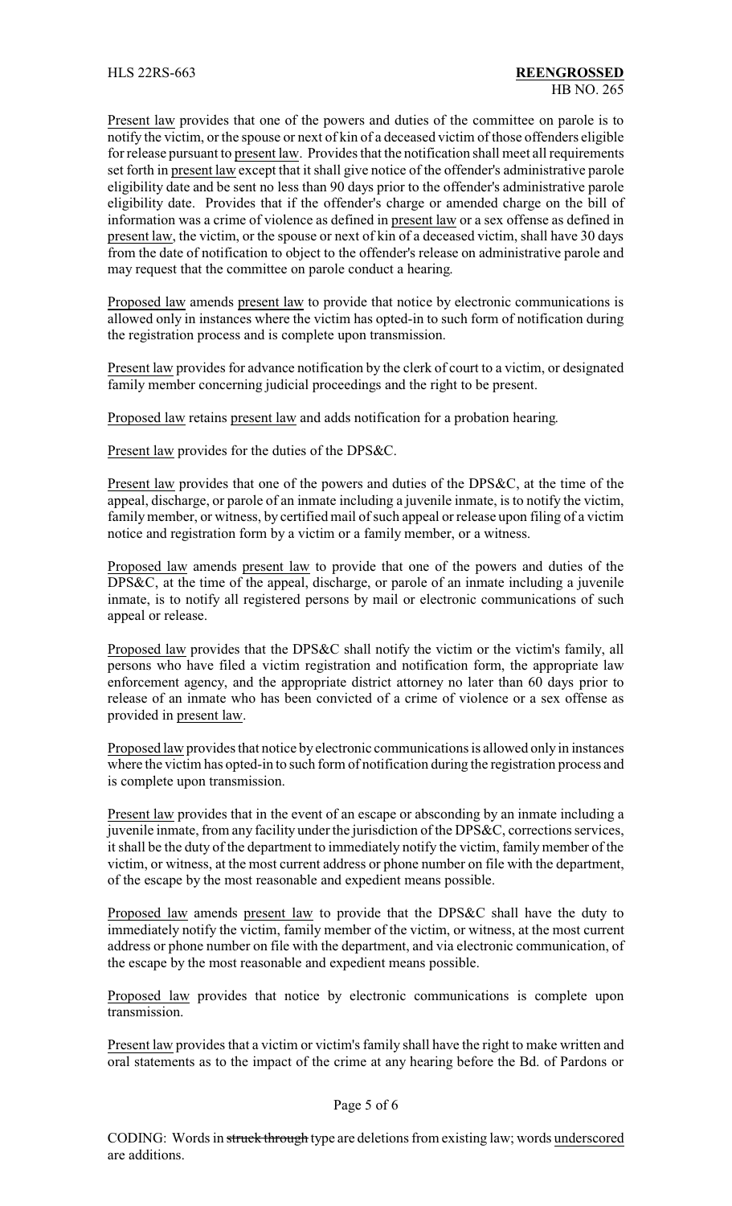Present law provides that one of the powers and duties of the committee on parole is to notify the victim, or the spouse or next of kin of a deceased victim of those offenders eligible for release pursuant to present law. Provides that the notification shall meet all requirements set forth in present law except that it shall give notice of the offender's administrative parole eligibility date and be sent no less than 90 days prior to the offender's administrative parole eligibility date. Provides that if the offender's charge or amended charge on the bill of information was a crime of violence as defined in present law or a sex offense as defined in present law, the victim, or the spouse or next of kin of a deceased victim, shall have 30 days from the date of notification to object to the offender's release on administrative parole and may request that the committee on parole conduct a hearing.

Proposed law amends present law to provide that notice by electronic communications is allowed only in instances where the victim has opted-in to such form of notification during the registration process and is complete upon transmission.

Present law provides for advance notification by the clerk of court to a victim, or designated family member concerning judicial proceedings and the right to be present.

Proposed law retains present law and adds notification for a probation hearing.

Present law provides for the duties of the DPS&C.

Present law provides that one of the powers and duties of the DPS&C, at the time of the appeal, discharge, or parole of an inmate including a juvenile inmate, is to notify the victim, family member, or witness, by certified mail of such appeal or release upon filing of a victim notice and registration form by a victim or a family member, or a witness.

Proposed law amends present law to provide that one of the powers and duties of the DPS&C, at the time of the appeal, discharge, or parole of an inmate including a juvenile inmate, is to notify all registered persons by mail or electronic communications of such appeal or release.

Proposed law provides that the DPS&C shall notify the victim or the victim's family, all persons who have filed a victim registration and notification form, the appropriate law enforcement agency, and the appropriate district attorney no later than 60 days prior to release of an inmate who has been convicted of a crime of violence or a sex offense as provided in present law.

Proposed law provides that notice by electronic communications is allowed only in instances where the victim has opted-in to such form of notification during the registration process and is complete upon transmission.

Present law provides that in the event of an escape or absconding by an inmate including a juvenile inmate, from any facility under the jurisdiction of the DPS&C, corrections services, it shall be the duty of the department to immediately notify the victim, family member of the victim, or witness, at the most current address or phone number on file with the department, of the escape by the most reasonable and expedient means possible.

Proposed law amends present law to provide that the DPS&C shall have the duty to immediately notify the victim, family member of the victim, or witness, at the most current address or phone number on file with the department, and via electronic communication, of the escape by the most reasonable and expedient means possible.

Proposed law provides that notice by electronic communications is complete upon transmission.

Present law provides that a victim or victim's family shall have the right to make written and oral statements as to the impact of the crime at any hearing before the Bd. of Pardons or

CODING: Words in ~~struck through~~ type are deletions from existing law; words underscored are additions.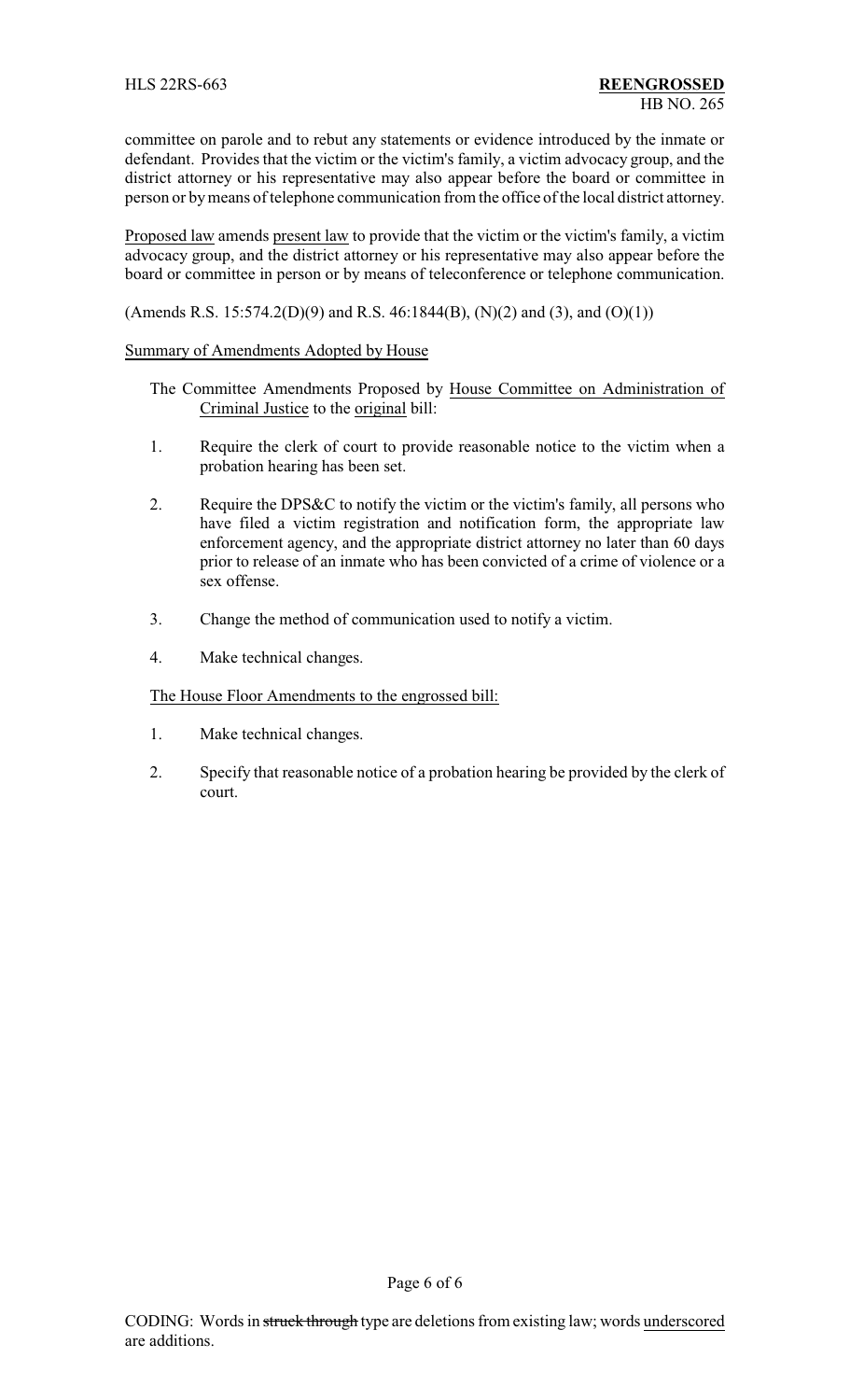committee on parole and to rebut any statements or evidence introduced by the inmate or defendant. Provides that the victim or the victim's family, a victim advocacy group, and the district attorney or his representative may also appear before the board or committee in person or by means of telephone communication from the office of the local district attorney.

Proposed law amends present law to provide that the victim or the victim's family, a victim advocacy group, and the district attorney or his representative may also appear before the board or committee in person or by means of teleconference or telephone communication.

(Amends R.S. 15:574.2(D)(9) and R.S. 46:1844(B), (N)(2) and (3), and (O)(1))

Summary of Amendments Adopted by House

The Committee Amendments Proposed by House Committee on Administration of Criminal Justice to the original bill:

1. Require the clerk of court to provide reasonable notice to the victim when a probation hearing has been set.

2. Require the DPS&C to notify the victim or the victim's family, all persons who have filed a victim registration and notification form, the appropriate law enforcement agency, and the appropriate district attorney no later than 60 days prior to release of an inmate who has been convicted of a crime of violence or a sex offense.

3. Change the method of communication used to notify a victim.

4. Make technical changes.

The House Floor Amendments to the engrossed bill:

1. Make technical changes.

2. Specify that reasonable notice of a probation hearing be provided by the clerk of court.